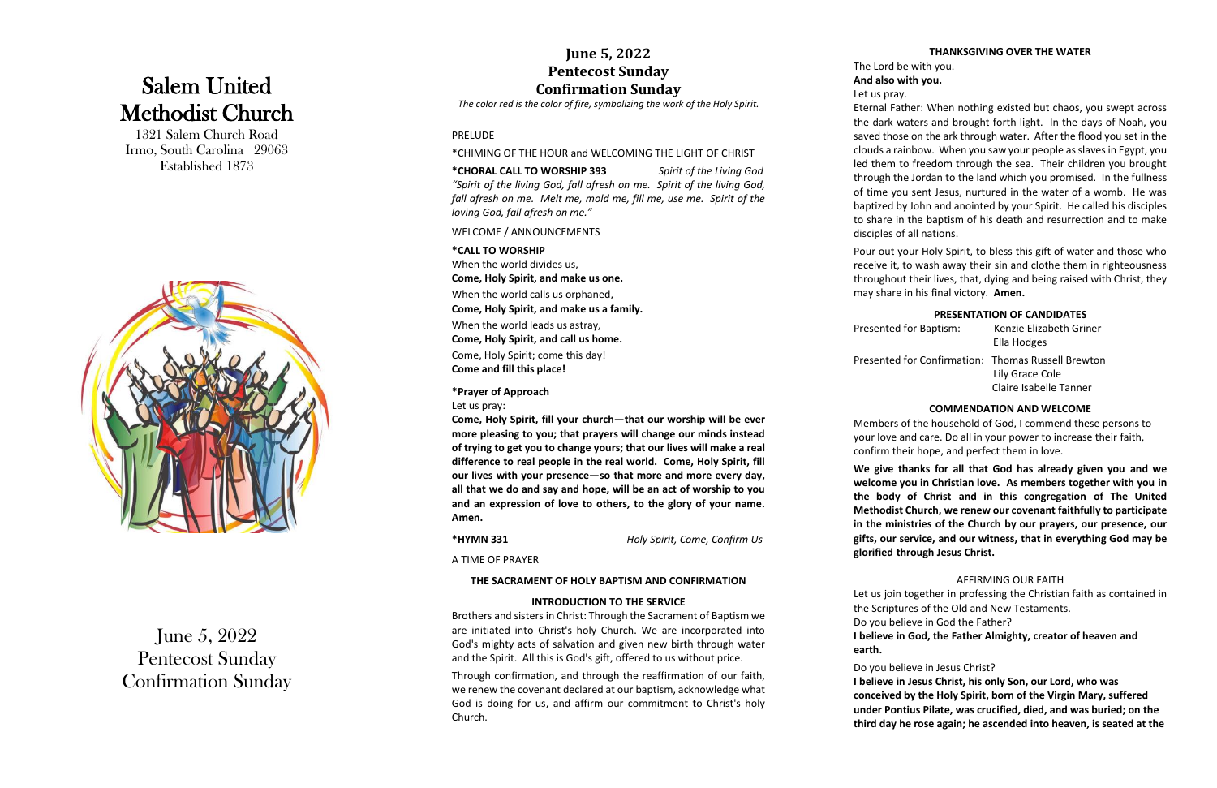# Salem United Methodist Church

1321 Salem Church Road
Irmo, South Carolina 29063
Established 1873

June 5, 2022
Pentecost Sunday
Confirmation Sunday

## June 5, 2022
## Pentecost Sunday
## Confirmation Sunday

*The color red is the color of fire, symbolizing the work of the Holy Spirit.*

PRELUDE

*CHIMING OF THE HOUR and WELCOMING THE LIGHT OF CHRIST

**\*CHORAL CALL TO WORSHIP 393** *Spirit of the Living God*

*"Spirit of the living God, fall afresh on me. Spirit of the living God, fall afresh on me. Melt me, mold me, fill me, use me. Spirit of the loving God, fall afresh on me."*

WELCOME / ANNOUNCEMENTS

**\*CALL TO WORSHIP**

When the world divides us,
**Come, Holy Spirit, and make us one.**
When the world calls us orphaned,
**Come, Holy Spirit, and make us a family.**
When the world leads us astray,
**Come, Holy Spirit, and call us home.**
Come, Holy Spirit; come this day!
**Come and fill this place!**

**\*Prayer of Approach**

Let us pray:

**Come, Holy Spirit, fill your church—that our worship will be ever more pleasing to you; that prayers will change our minds instead of trying to get you to change yours; that our lives will make a real difference to real people in the real world. Come, Holy Spirit, fill our lives with your presence—so that more and more every day, all that we do and say and hope, will be an act of worship to you and an expression of love to others, to the glory of your name. Amen.**

**\*HYMN 331** *Holy Spirit, Come, Confirm Us*

A TIME OF PRAYER

### THE SACRAMENT OF HOLY BAPTISM AND CONFIRMATION

#### INTRODUCTION TO THE SERVICE

Brothers and sisters in Christ: Through the Sacrament of Baptism we are initiated into Christ's holy Church. We are incorporated into God's mighty acts of salvation and given new birth through water and the Spirit. All this is God's gift, offered to us without price.

Through confirmation, and through the reaffirmation of our faith, we renew the covenant declared at our baptism, acknowledge what God is doing for us, and affirm our commitment to Christ's holy Church.

#### THANKSGIVING OVER THE WATER

The Lord be with you.
**And also with you.**
Let us pray.

Eternal Father: When nothing existed but chaos, you swept across the dark waters and brought forth light. In the days of Noah, you saved those on the ark through water. After the flood you set in the clouds a rainbow. When you saw your people as slaves in Egypt, you led them to freedom through the sea. Their children you brought through the Jordan to the land which you promised. In the fullness of time you sent Jesus, nurtured in the water of a womb. He was baptized by John and anointed by your Spirit. He called his disciples to share in the baptism of his death and resurrection and to make disciples of all nations.

Pour out your Holy Spirit, to bless this gift of water and those who receive it, to wash away their sin and clothe them in righteousness throughout their lives, that, dying and being raised with Christ, they may share in his final victory. **Amen.**

#### PRESENTATION OF CANDIDATES

Presented for Baptism: Kenzie Elizabeth Griner
Ella Hodges

Presented for Confirmation: Thomas Russell Brewton
Lily Grace Cole
Claire Isabelle Tanner

#### COMMENDATION AND WELCOME

Members of the household of God, I commend these persons to your love and care. Do all in your power to increase their faith, confirm their hope, and perfect them in love.

**We give thanks for all that God has already given you and we welcome you in Christian love. As members together with you in the body of Christ and in this congregation of The United Methodist Church, we renew our covenant faithfully to participate in the ministries of the Church by our prayers, our presence, our gifts, our service, and our witness, that in everything God may be glorified through Jesus Christ.**

#### AFFIRMING OUR FAITH

Let us join together in professing the Christian faith as contained in the Scriptures of the Old and New Testaments.

Do you believe in God the Father?
**I believe in God, the Father Almighty, creator of heaven and earth.**

Do you believe in Jesus Christ?
**I believe in Jesus Christ, his only Son, our Lord, who was conceived by the Holy Spirit, born of the Virgin Mary, suffered under Pontius Pilate, was crucified, died, and was buried; on the third day he rose again; he ascended into heaven, is seated at the**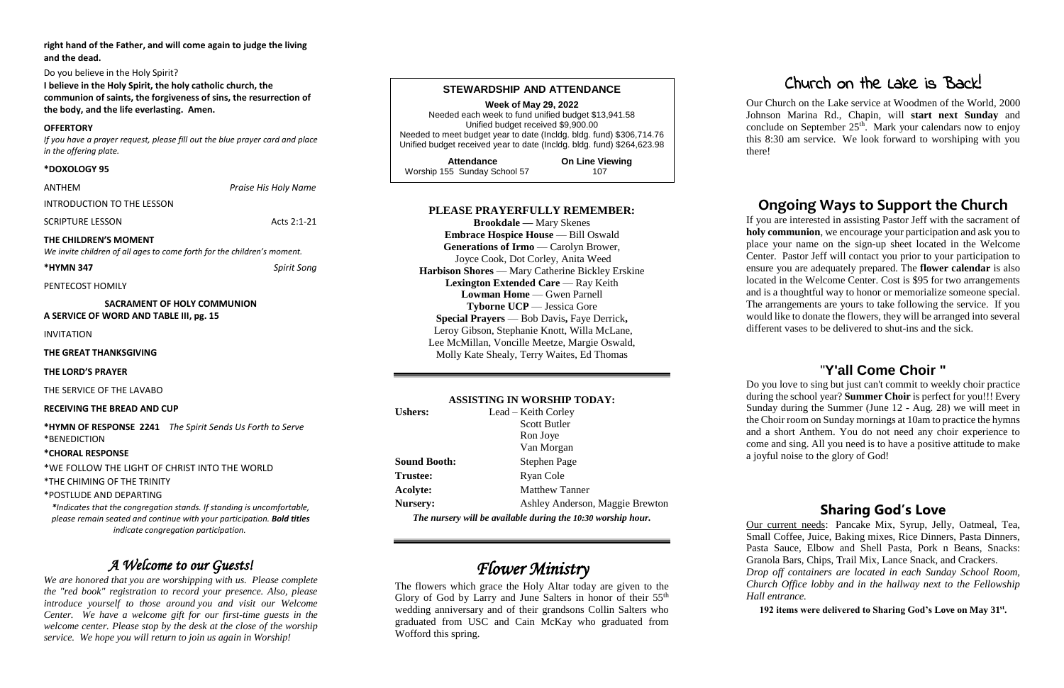**right hand of the Father, and will come again to judge the living and the dead.**

Do you believe in the Holy Spirit?

**I believe in the Holy Spirit, the holy catholic church, the communion of saints, the forgiveness of sins, the resurrection of the body, and the life everlasting. Amen.**

**OFFERTORY**

*If you have a prayer request, please fill out the blue prayer card and place in the offering plate.*

**\*DOXOLOGY 95**

ANTHEM *Praise His Holy Name*

INTRODUCTION TO THE LESSON

SCRIPTURE LESSON Acts 2:1-21

**THE CHILDREN'S MOMENT**

*We invite children of all ages to come forth for the children's moment.*

**\*HYMN 347** *Spirit Song*

PENTECOST HOMILY

**SACRAMENT OF HOLY COMMUNION**

**A SERVICE OF WORD AND TABLE III, pg. 15**

INVITATION

**THE GREAT THANKSGIVING**

**THE LORD'S PRAYER**

THE SERVICE OF THE LAVABO

**RECEIVING THE BREAD AND CUP**

**\*HYMN OF RESPONSE 2241** *The Spirit Sends Us Forth to Serve*

\*BENEDICTION

**\*CHORAL RESPONSE**

\*WE FOLLOW THE LIGHT OF CHRIST INTO THE WORLD

\*THE CHIMING OF THE TRINITY

\*POSTLUDE AND DEPARTING

*\*Indicates that the congregation stands. If standing is uncomfortable, please remain seated and continue with your participation. **Bold titles** indicate congregation participation.*

## *A Welcome to our Guests!*

*We are honored that you are worshipping with us. Please complete the "red book" registration to record your presence. Also, please introduce yourself to those around you and visit our Welcome Center. We have a welcome gift for our first-time guests in the welcome center. Please stop by the desk at the close of the worship service. We hope you will return to join us again in Worship!*

## STEWARDSHIP AND ATTENDANCE

**Week of May 29, 2022**

Needed each week to fund unified budget $13,941.58
Unified budget received $9,900.00
Needed to meet budget year to date (Incldg. bldg. fund) $306,714.76
Unified budget received year to date (Incldg. bldg. fund) $264,623.98

| Attendance | On Line Viewing |
| --- | --- |
| Worship 155 Sunday School 57 | 107 |

## PLEASE PRAYERFULLY REMEMBER:

**Brookdale —** Mary Skenes
**Embrace Hospice House** — Bill Oswald
**Generations of Irmo** — Carolyn Brower, Joyce Cook, Dot Corley, Anita Weed
**Harbison Shores** — Mary Catherine Bickley Erskine
**Lexington Extended Care** — Ray Keith
**Lowman Home** — Gwen Parnell
**Tyborne UCP** — Jessica Gore
**Special Prayers** — Bob Davis**,** Faye Derrick**,** Leroy Gibson, Stephanie Knott, Willa McLane, Lee McMillan, Voncille Meetze, Margie Oswald, Molly Kate Shealy, Terry Waites, Ed Thomas

## ASSISTING IN WORSHIP TODAY:

| | |
| --- | --- |
| **Ushers:** | Lead – Keith Corley<br>Scott Butler<br>Ron Joye<br>Van Morgan |
| **Sound Booth:** | Stephen Page |
| **Trustee:** | Ryan Cole |
| **Acolyte:** | Matthew Tanner |
| **Nursery:** | Ashley Anderson, Maggie Brewton |

***The nursery will be available during the 10:30 worship hour.***

## *Flower Ministry*

The flowers which grace the Holy Altar today are given to the Glory of God by Larry and June Salters in honor of their 55th wedding anniversary and of their grandsons Collin Salters who graduated from USC and Cain McKay who graduated from Wofford this spring.

## Church on the Lake is Back!

Our Church on the Lake service at Woodmen of the World, 2000 Johnson Marina Rd., Chapin, will **start next Sunday** and conclude on September 25th. Mark your calendars now to enjoy this 8:30 am service. We look forward to worshiping with you there!

## Ongoing Ways to Support the Church

If you are interested in assisting Pastor Jeff with the sacrament of **holy communion**, we encourage your participation and ask you to place your name on the sign-up sheet located in the Welcome Center. Pastor Jeff will contact you prior to your participation to ensure you are adequately prepared. The **flower calendar** is also located in the Welcome Center. Cost is $95 for two arrangements and is a thoughtful way to honor or memorialize someone special. The arrangements are yours to take following the service. If you would like to donate the flowers, they will be arranged into several different vases to be delivered to shut-ins and the sick.

## "Y'all Come Choir "

Do you love to sing but just can't commit to weekly choir practice during the school year? **Summer Choir** is perfect for you!!! Every Sunday during the Summer (June 12 - Aug. 28) we will meet in the Choir room on Sunday mornings at 10am to practice the hymns and a short Anthem. You do not need any choir experience to come and sing. All you need is to have a positive attitude to make a joyful noise to the glory of God!

## Sharing God's Love

Our current needs: Pancake Mix, Syrup, Jelly, Oatmeal, Tea, Small Coffee, Juice, Baking mixes, Rice Dinners, Pasta Dinners, Pasta Sauce, Elbow and Shell Pasta, Pork n Beans, Snacks: Granola Bars, Chips, Trail Mix, Lance Snack, and Crackers.
*Drop off containers are located in each Sunday School Room, Church Office lobby and in the hallway next to the Fellowship Hall entrance.*

**192 items were delivered to Sharing God's Love on May 31st.**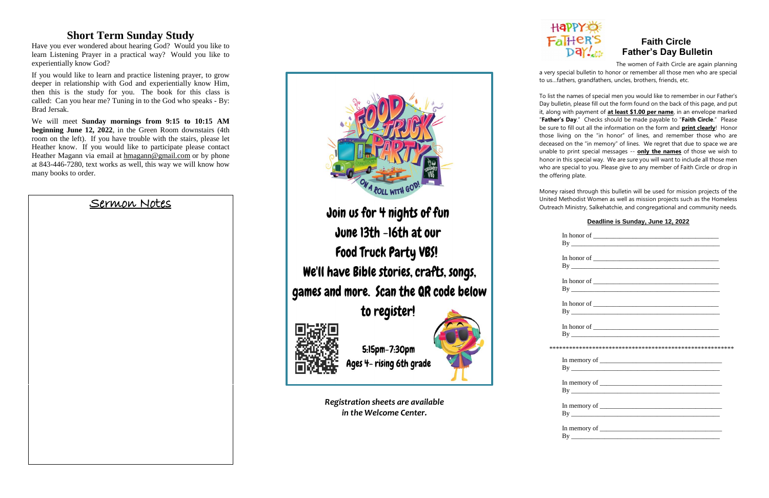## Short Term Sunday Study

Have you ever wondered about hearing God? Would you like to learn Listening Prayer in a practical way? Would you like to experientially know God?

If you would like to learn and practice listening prayer, to grow deeper in relationship with God and experientially know Him, then this is the study for you. The book for this class is called: Can you hear me? Tuning in to the God who speaks - By: Brad Jersak.

We will meet **Sunday mornings from 9:15 to 10:15 AM beginning June 12, 2022**, in the Green Room downstairs (4th room on the left). If you have trouble with the stairs, please let Heather know. If you would like to participate please contact Heather Magann via email at hmagann@gmail.com or by phone at 843-446-7280, text works as well, this way we will know how many books to order.

### Sermon Notes

FOOD TRUCK PARTY — ON A ROLL WITH GOD!

Join us for 4 nights of fun June 13th -16th at our Food Truck Party VBS! We'll have Bible stories, crafts, songs, games and more. Scan the QR code below to register!

5:15pm-7:30pm
Ages 4- rising 6th grade

*Registration sheets are available in the Welcome Center.*

## Faith Circle Father's Day Bulletin

The women of Faith Circle are again planning a very special bulletin to honor or remember all those men who are special to us…fathers, grandfathers, uncles, brothers, friends, etc.

To list the names of special men you would like to remember in our Father's Day bulletin, please fill out the form found on the back of this page, and put it, along with payment of **at least $1.00 per name**, in an envelope marked "**Father's Day**." Checks should be made payable to "**Faith Circle**." Please be sure to fill out all the information on the form and **print clearly**! Honor those living on the "in honor" of lines, and remember those who are deceased on the "in memory" of lines. We regret that due to space we are unable to print special messages -- **only the names** of those we wish to honor in this special way. We are sure you will want to include all those men who are special to you. Please give to any member of Faith Circle or drop in the offering plate.

Money raised through this bulletin will be used for mission projects of the United Methodist Women as well as mission projects such as the Homeless Outreach Ministry, Salkehatchie, and congregational and community needs.

**Deadline is Sunday, June 12, 2022**

In honor of ______________________________
By ______________________________

In honor of ______________________________
By ______________________________

In honor of ______________________________
By ______________________________

In honor of ______________________________
By ______________________________

In honor of ______________________________
By ______________________________

************************************************************

In memory of ______________________________
By ______________________________

In memory of ______________________________
By ______________________________

In memory of ______________________________
By ______________________________

In memory of ______________________________
By ______________________________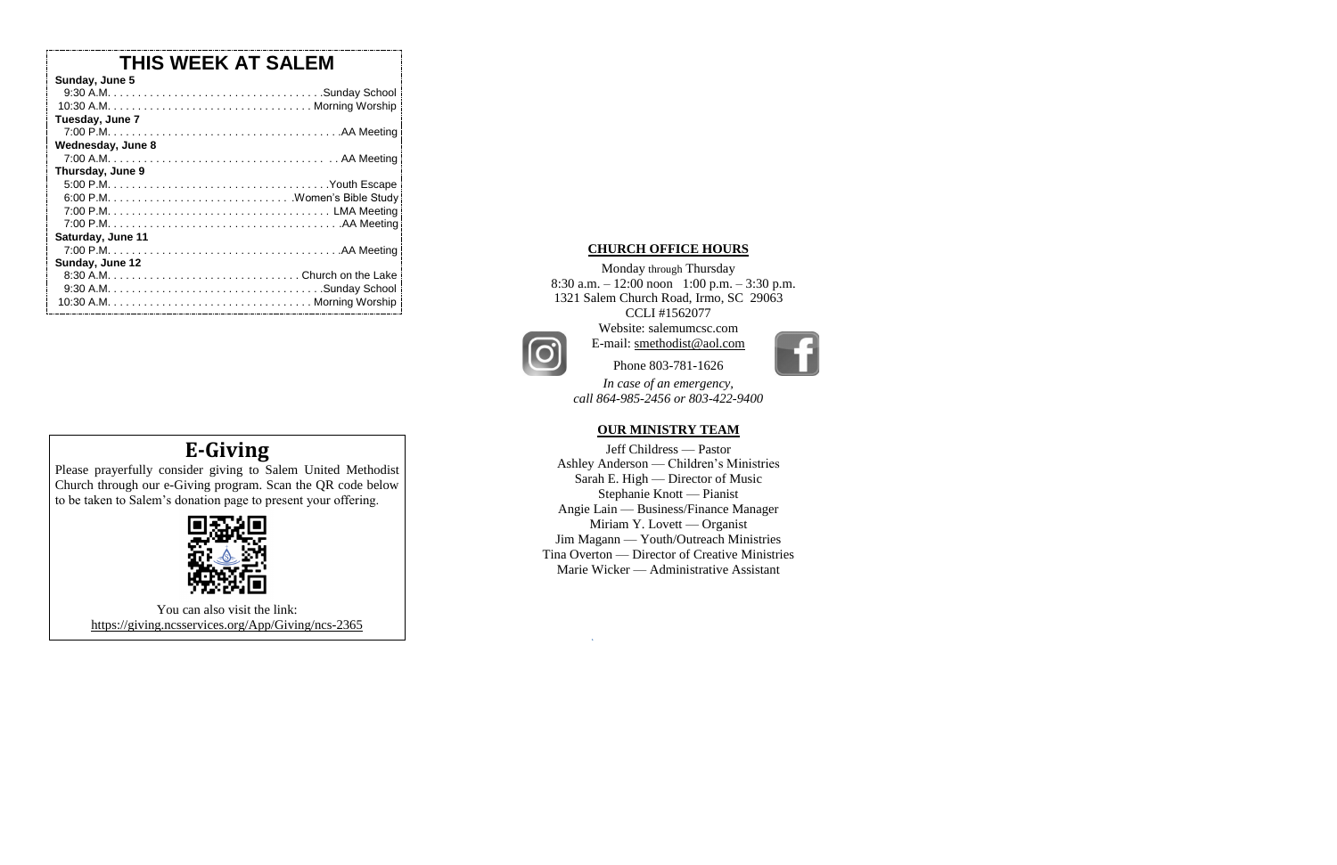## THIS WEEK AT SALEM

**Sunday, June 5**
- 9:30 A.M. . . . . . . . . . . . . . . . . . . . . . . . . . . . . . . . . . . .Sunday School
- 10:30 A.M. . . . . . . . . . . . . . . . . . . . . . . . . . . . . . . . . . Morning Worship

**Tuesday, June 7**
- 7:00 P.M. . . . . . . . . . . . . . . . . . . . . . . . . . . . . . . . . . . . . . .AA Meeting

**Wednesday, June 8**
- 7:00 A.M. . . . . . . . . . . . . . . . . . . . . . . . . . . . . . . . . . . . . . AA Meeting

**Thursday, June 9**
- 5:00 P.M. . . . . . . . . . . . . . . . . . . . . . . . . . . . . . . . . . . . . .Youth Escape
- 6:00 P.M. . . . . . . . . . . . . . . . . . . . . . . . . . . . . . .Women's Bible Study
- 7:00 P.M. . . . . . . . . . . . . . . . . . . . . . . . . . . . . . . . . . . . . LMA Meeting
- 7:00 P.M. . . . . . . . . . . . . . . . . . . . . . . . . . . . . . . . . . . . . . .AA Meeting

**Saturday, June 11**
- 7:00 P.M. . . . . . . . . . . . . . . . . . . . . . . . . . . . . . . . . . . . . . .AA Meeting

**Sunday, June 12**
- 8:30 A.M. . . . . . . . . . . . . . . . . . . . . . . . . . . . . . . . Church on the Lake
- 9:30 A.M. . . . . . . . . . . . . . . . . . . . . . . . . . . . . . . . . . . .Sunday School
- 10:30 A.M. . . . . . . . . . . . . . . . . . . . . . . . . . . . . . . . . . Morning Worship

## E-Giving

Please prayerfully consider giving to Salem United Methodist Church through our e-Giving program. Scan the QR code below to be taken to Salem's donation page to present your offering.

You can also visit the link:
https://giving.ncsservices.org/App/Giving/ncs-2365

**CHURCH OFFICE HOURS**

Monday through Thursday
8:30 a.m. – 12:00 noon 1:00 p.m. – 3:30 p.m.
1321 Salem Church Road, Irmo, SC 29063
CCLI #1562077
Website: salemumcsc.com
E-mail: smethodist@aol.com
Phone 803-781-1626

*In case of an emergency,*
*call 864-985-2456 or 803-422-9400*

**OUR MINISTRY TEAM**

Jeff Childress — Pastor
Ashley Anderson — Children's Ministries
Sarah E. High — Director of Music
Stephanie Knott — Pianist
Angie Lain — Business/Finance Manager
Miriam Y. Lovett — Organist
Jim Magann — Youth/Outreach Ministries
Tina Overton — Director of Creative Ministries
Marie Wicker — Administrative Assistant